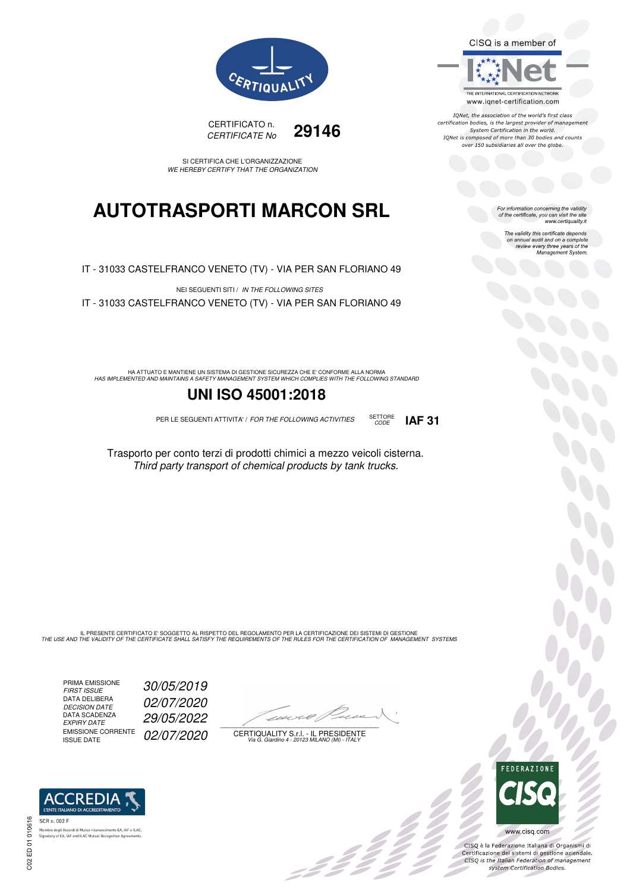CERTIQUALITY

CERTIFICATO n.
*CERTIFICATE No* **29146**

SI CERTIFICA CHE L'ORGANIZZAZIONE
*WE HEREBY CERTIFY THAT THE ORGANIZATION*

# AUTOTRASPORTI MARCON SRL

IT - 31033 CASTELFRANCO VENETO (TV) - VIA PER SAN FLORIANO 49

NEI SEGUENTI SITI / *IN THE FOLLOWING SITES*

IT - 31033 CASTELFRANCO VENETO (TV) - VIA PER SAN FLORIANO 49

HA ATTUATO E MANTIENE UN SISTEMA DI GESTIONE SICUREZZA CHE E' CONFORME ALLA NORMA
*HAS IMPLEMENTED AND MAINTAINS A SAFETY MANAGEMENT SYSTEM WHICH COMPLIES WITH THE FOLLOWING STANDARD*

## UNI ISO 45001:2018

PER LE SEGUENTI ATTIVITA' / *FOR THE FOLLOWING ACTIVITIES* SETTORE *CODE* **IAF 31**

Trasporto per conto terzi di prodotti chimici a mezzo veicoli cisterna.
*Third party transport of chemical products by tank trucks.*

IL PRESENTE CERTIFICATO E' SOGGETTO AL RISPETTO DEL REGOLAMENTO PER LA CERTIFICAZIONE DEI SISTEMI DI GESTIONE
*THE USE AND THE VALIDITY OF THE CERTIFICATE SHALL SATISFY THE REQUIREMENTS OF THE RULES FOR THE CERTIFICATION OF MANAGEMENT SYSTEMS*

PRIMA EMISSIONE
*FIRST ISSUE* *30/05/2019*
DATA DELIBERA
*DECISION DATE* *02/07/2020*
DATA SCADENZA
*EXPIRY DATE* *29/05/2022*
EMISSIONE CORRENTE
ISSUE DATE *02/07/2020*

CERTIQUALITY S.r.l. - IL PRESIDENTE
*Via G. Giardino 4 - 20123 MILANO (MI) - ITALY*

CISQ is a member of IQNet
THE INTERNATIONAL CERTIFICATION NETWORK
www.iqnet-certification.com

*IQNet, the association of the world's first class certification bodies, is the largest provider of management System Certification in the world. IQNet is composed of more than 30 bodies and counts over 150 subsidiaries all over the globe.*

*For information concerning the validity of the certificate, you can visit the site www.certiquality.it*

*The validity this certificate depends on annual audit and on a complete review every three years of the Management System.*

ACCREDIA
L'ENTE ITALIANO DI ACCREDITAMENTO
SCR n. 002 F
Membro degli Accordi di Mutuo riconoscimento EA, IAF e ILAC.
Signatory of EA, IAF and ILAC Mutual Recognition Agreements.

C02 ED 01 010616

FEDERAZIONE CISQ
www.cisq.com

CISQ è la Federazione Italiana di Organismi di Certificazione dei sistemi di gestione aziendale.
*CISQ is the Italian Federation of management system Certification Bodies.*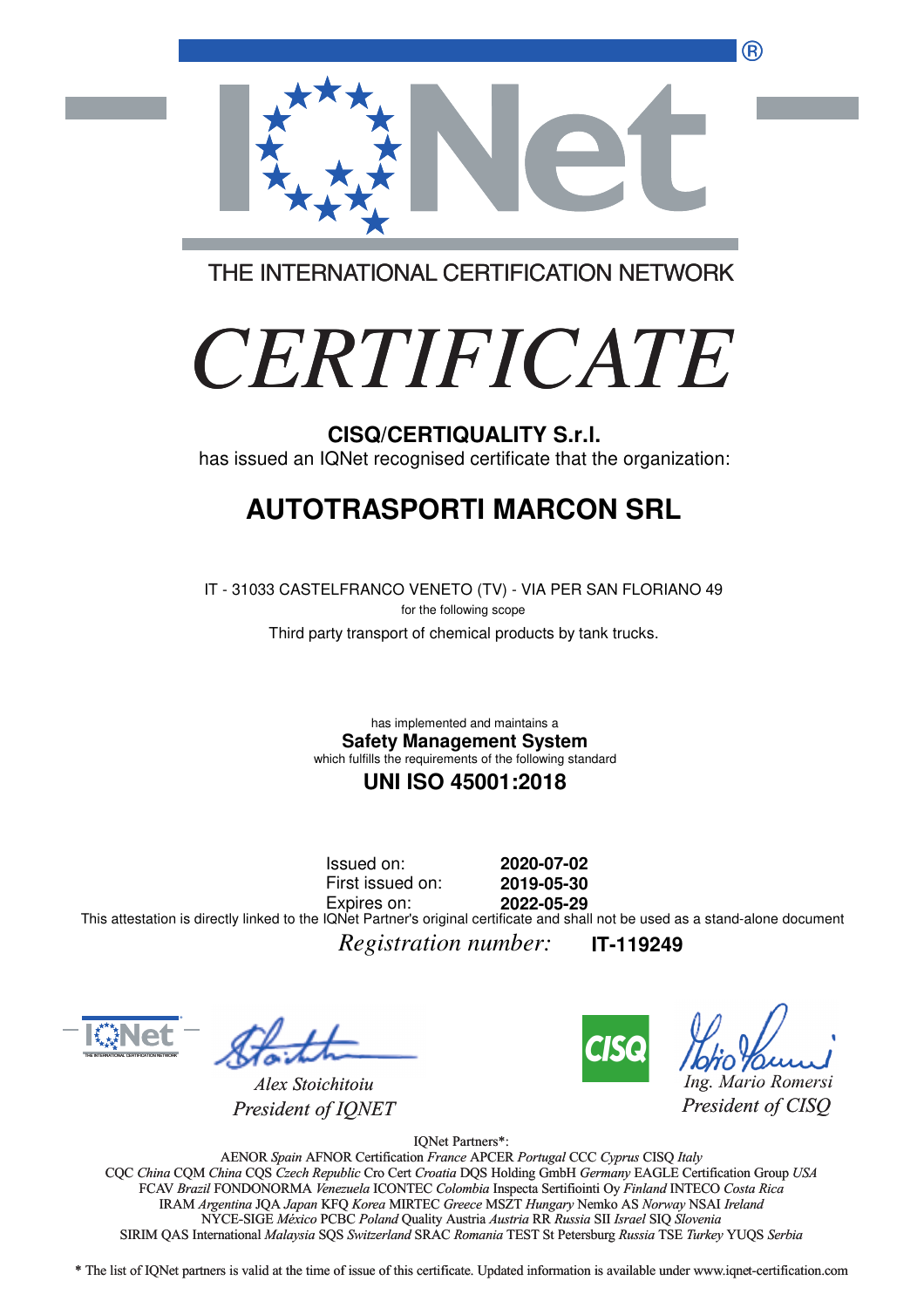THE INTERNATIONAL CERTIFICATION NETWORK

# *CERTIFICATE*

**CISQ/CERTIQUALITY S.r.l.**

has issued an IQNet recognised certificate that the organization:

## AUTOTRASPORTI MARCON SRL

IT - 31033 CASTELFRANCO VENETO (TV) - VIA PER SAN FLORIANO 49

for the following scope

Third party transport of chemical products by tank trucks.

has implemented and maintains a

**Safety Management System**

which fulfills the requirements of the following standard

**UNI ISO 45001:2018**

Issued on: **2020-07-02**
First issued on: **2019-05-30**
Expires on: **2022-05-29**

This attestation is directly linked to the IQNet Partner's original certificate and shall not be used as a stand-alone document

*Registration number:* **IT-119249**

*Alex Stoichitoiu*
*President of IQNET*

*Ing. Mario Romersi*
*President of CISQ*

IQNet Partners*:

AENOR *Spain* AFNOR Certification *France* APCER *Portugal* CCC *Cyprus* CISQ *Italy*
CQC *China* CQM *China* CQS *Czech Republic* Cro Cert *Croatia* DQS Holding GmbH *Germany* EAGLE Certification Group *USA*
FCAV *Brazil* FONDONORMA *Venezuela* ICONTEC *Colombia* Inspecta Sertifiointi Oy *Finland* INTECO *Costa Rica*
IRAM *Argentina* JQA *Japan* KFQ *Korea* MIRTEC *Greece* MSZT *Hungary* Nemko AS *Norway* NSAI *Ireland*
NYCE-SIGE *México* PCBC *Poland* Quality Austria *Austria* RR *Russia* SII *Israel* SIQ *Slovenia*
SIRIM QAS International *Malaysia* SQS *Switzerland* SRAC *Romania* TEST St Petersburg *Russia* TSE *Turkey* YUQS *Serbia*

* The list of IQNet partners is valid at the time of issue of this certificate. Updated information is available under www.iqnet-certification.com